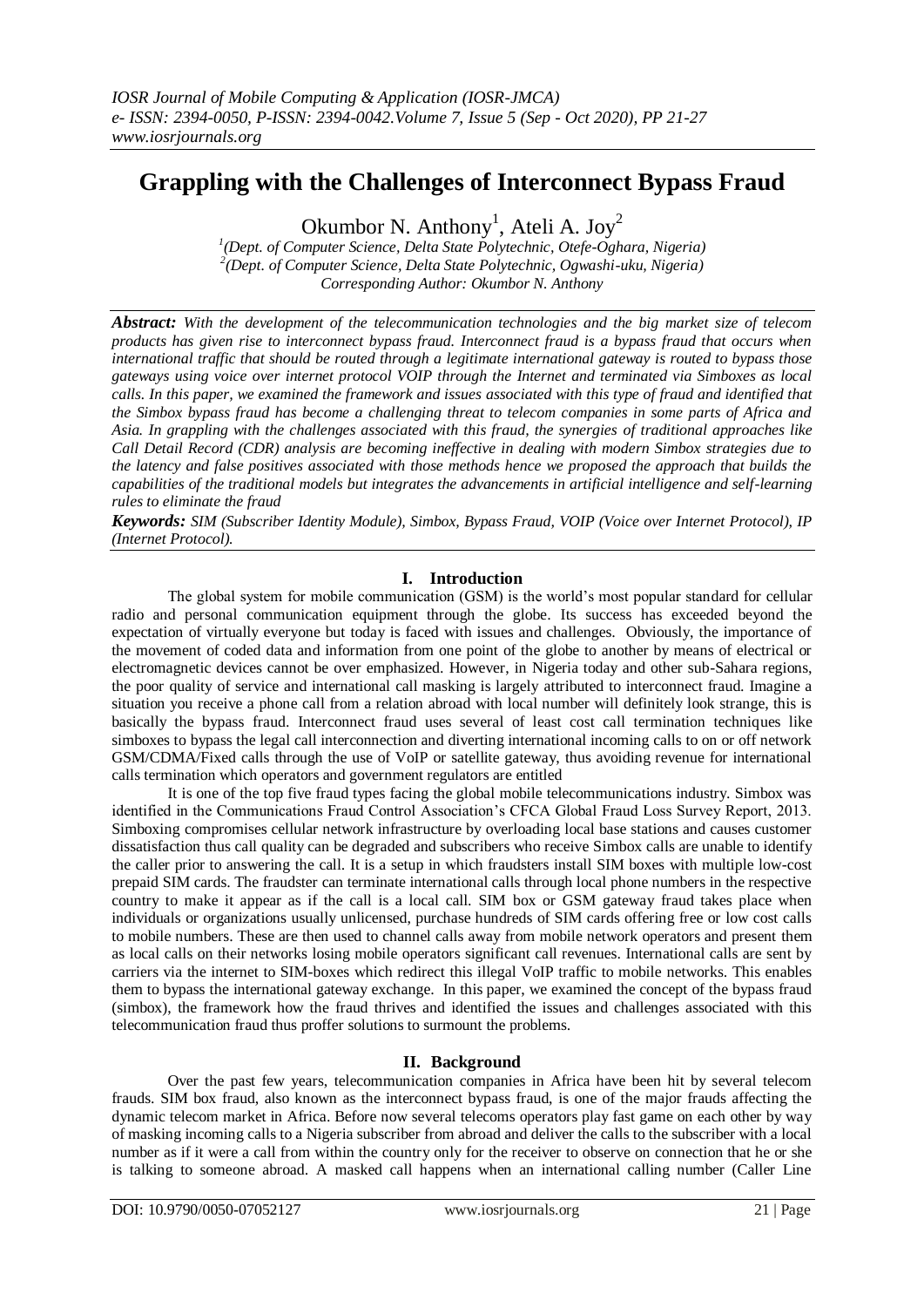# Grappling with the Challenges of Interconnect Bypass Fraud

Okumbor N. Anthony[1], Ateli A. Joy[2]

[1](Dept. of Computer Science, Delta State Polytechnic, Otefe-Oghara, Nigeria)
[2](Dept. of Computer Science, Delta State Polytechnic, Ogwashi-uku, Nigeria)
*Corresponding Author: Okumbor N. Anthony*

***Abstract:*** *With the development of the telecommunication technologies and the big market size of telecom products has given rise to interconnect bypass fraud. Interconnect fraud is a bypass fraud that occurs when international traffic that should be routed through a legitimate international gateway is routed to bypass those gateways using voice over internet protocol VOIP through the Internet and terminated via Simboxes as local calls. In this paper, we examined the framework and issues associated with this type of fraud and identified that the Simbox bypass fraud has become a challenging threat to telecom companies in some parts of Africa and Asia. In grappling with the challenges associated with this fraud, the synergies of traditional approaches like Call Detail Record (CDR) analysis are becoming ineffective in dealing with modern Simbox strategies due to the latency and false positives associated with those methods hence we proposed the approach that builds the capabilities of the traditional models but integrates the advancements in artificial intelligence and self-learning rules to eliminate the fraud*

***Keywords:*** *SIM (Subscriber Identity Module), Simbox, Bypass Fraud, VOIP (Voice over Internet Protocol), IP (Internet Protocol).*

## I. Introduction

The global system for mobile communication (GSM) is the world's most popular standard for cellular radio and personal communication equipment through the globe. Its success has exceeded beyond the expectation of virtually everyone but today is faced with issues and challenges. Obviously, the importance of the movement of coded data and information from one point of the globe to another by means of electrical or electromagnetic devices cannot be over emphasized. However, in Nigeria today and other sub-Sahara regions, the poor quality of service and international call masking is largely attributed to interconnect fraud. Imagine a situation you receive a phone call from a relation abroad with local number will definitely look strange, this is basically the bypass fraud. Interconnect fraud uses several of least cost call termination techniques like simboxes to bypass the legal call interconnection and diverting international incoming calls to on or off network GSM/CDMA/Fixed calls through the use of VoIP or satellite gateway, thus avoiding revenue for international calls termination which operators and government regulators are entitled

It is one of the top five fraud types facing the global mobile telecommunications industry. Simbox was identified in the Communications Fraud Control Association's CFCA Global Fraud Loss Survey Report, 2013. Simboxing compromises cellular network infrastructure by overloading local base stations and causes customer dissatisfaction thus call quality can be degraded and subscribers who receive Simbox calls are unable to identify the caller prior to answering the call. It is a setup in which fraudsters install SIM boxes with multiple low-cost prepaid SIM cards. The fraudster can terminate international calls through local phone numbers in the respective country to make it appear as if the call is a local call. SIM box or GSM gateway fraud takes place when individuals or organizations usually unlicensed, purchase hundreds of SIM cards offering free or low cost calls to mobile numbers. These are then used to channel calls away from mobile network operators and present them as local calls on their networks losing mobile operators significant call revenues. International calls are sent by carriers via the internet to SIM-boxes which redirect this illegal VoIP traffic to mobile networks. This enables them to bypass the international gateway exchange. In this paper, we examined the concept of the bypass fraud (simbox), the framework how the fraud thrives and identified the issues and challenges associated with this telecommunication fraud thus proffer solutions to surmount the problems.

## II. Background

Over the past few years, telecommunication companies in Africa have been hit by several telecom frauds. SIM box fraud, also known as the interconnect bypass fraud, is one of the major frauds affecting the dynamic telecom market in Africa. Before now several telecoms operators play fast game on each other by way of masking incoming calls to a Nigeria subscriber from abroad and deliver the calls to the subscriber with a local number as if it were a call from within the country only for the receiver to observe on connection that he or she is talking to someone abroad. A masked call happens when an international calling number (Caller Line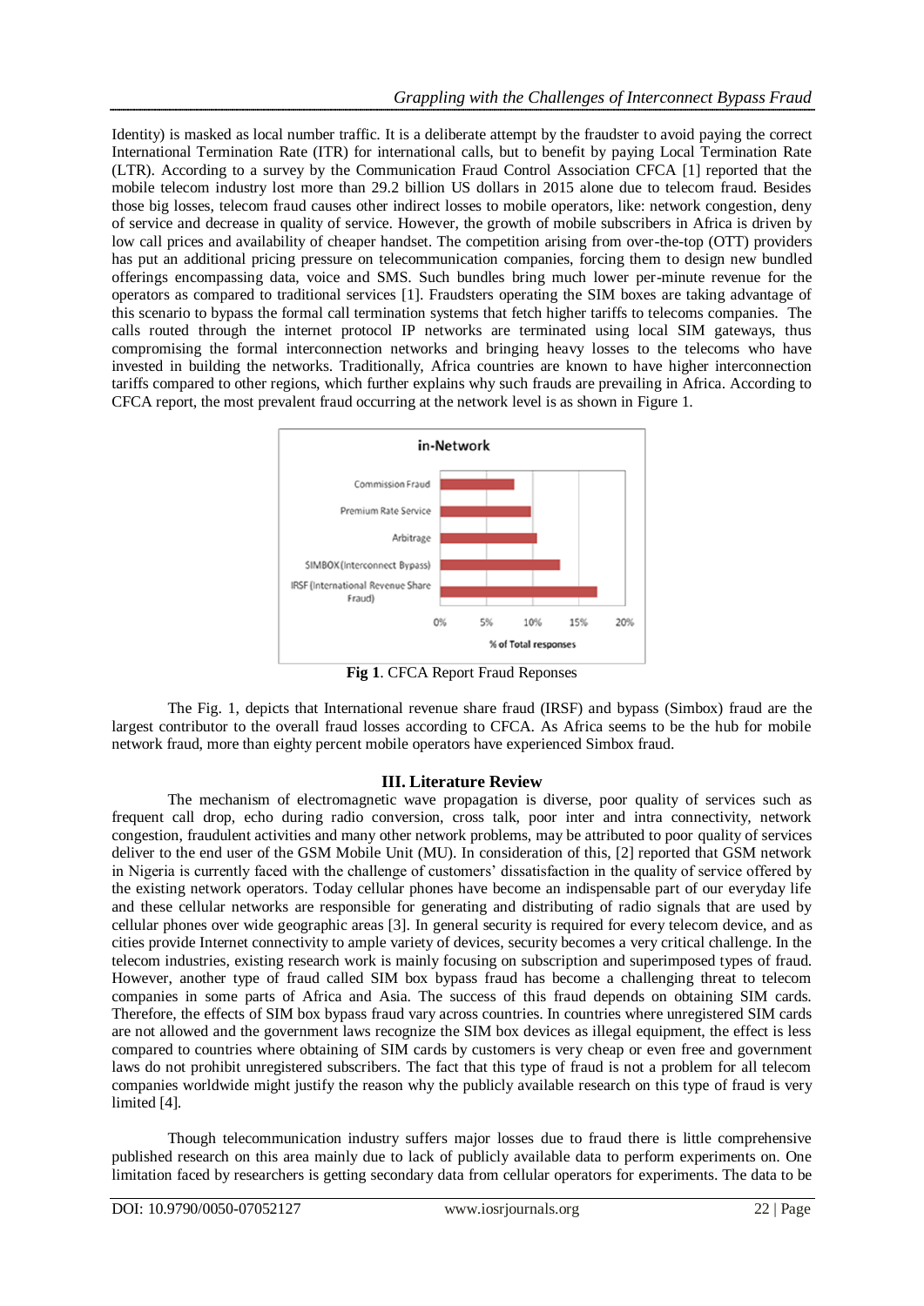Identity) is masked as local number traffic. It is a deliberate attempt by the fraudster to avoid paying the correct International Termination Rate (ITR) for international calls, but to benefit by paying Local Termination Rate (LTR). According to a survey by the Communication Fraud Control Association CFCA [1] reported that the mobile telecom industry lost more than 29.2 billion US dollars in 2015 alone due to telecom fraud. Besides those big losses, telecom fraud causes other indirect losses to mobile operators, like: network congestion, deny of service and decrease in quality of service. However, the growth of mobile subscribers in Africa is driven by low call prices and availability of cheaper handset. The competition arising from over-the-top (OTT) providers has put an additional pricing pressure on telecommunication companies, forcing them to design new bundled offerings encompassing data, voice and SMS. Such bundles bring much lower per-minute revenue for the operators as compared to traditional services [1]. Fraudsters operating the SIM boxes are taking advantage of this scenario to bypass the formal call termination systems that fetch higher tariffs to telecoms companies. The calls routed through the internet protocol IP networks are terminated using local SIM gateways, thus compromising the formal interconnection networks and bringing heavy losses to the telecoms who have invested in building the networks. Traditionally, Africa countries are known to have higher interconnection tariffs compared to other regions, which further explains why such frauds are prevailing in Africa. According to CFCA report, the most prevalent fraud occurring at the network level is as shown in Figure 1.

**Fig 1**. CFCA Report Fraud Reponses

The Fig. 1, depicts that International revenue share fraud (IRSF) and bypass (Simbox) fraud are the largest contributor to the overall fraud losses according to CFCA. As Africa seems to be the hub for mobile network fraud, more than eighty percent mobile operators have experienced Simbox fraud.

## III. Literature Review

The mechanism of electromagnetic wave propagation is diverse, poor quality of services such as frequent call drop, echo during radio conversion, cross talk, poor inter and intra connectivity, network congestion, fraudulent activities and many other network problems, may be attributed to poor quality of services deliver to the end user of the GSM Mobile Unit (MU). In consideration of this, [2] reported that GSM network in Nigeria is currently faced with the challenge of customers' dissatisfaction in the quality of service offered by the existing network operators. Today cellular phones have become an indispensable part of our everyday life and these cellular networks are responsible for generating and distributing of radio signals that are used by cellular phones over wide geographic areas [3]. In general security is required for every telecom device, and as cities provide Internet connectivity to ample variety of devices, security becomes a very critical challenge. In the telecom industries, existing research work is mainly focusing on subscription and superimposed types of fraud. However, another type of fraud called SIM box bypass fraud has become a challenging threat to telecom companies in some parts of Africa and Asia. The success of this fraud depends on obtaining SIM cards. Therefore, the effects of SIM box bypass fraud vary across countries. In countries where unregistered SIM cards are not allowed and the government laws recognize the SIM box devices as illegal equipment, the effect is less compared to countries where obtaining of SIM cards by customers is very cheap or even free and government laws do not prohibit unregistered subscribers. The fact that this type of fraud is not a problem for all telecom companies worldwide might justify the reason why the publicly available research on this type of fraud is very limited [4].

Though telecommunication industry suffers major losses due to fraud there is little comprehensive published research on this area mainly due to lack of publicly available data to perform experiments on. One limitation faced by researchers is getting secondary data from cellular operators for experiments. The data to be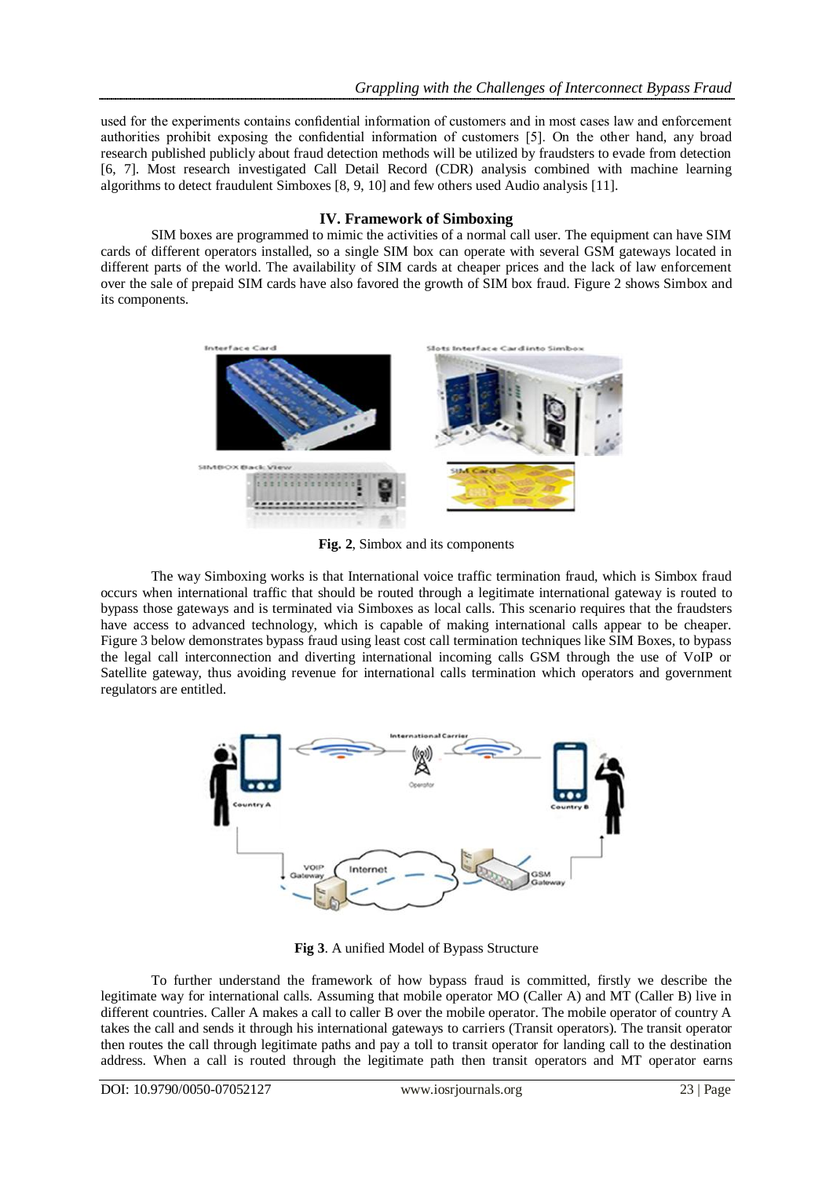used for the experiments contains confidential information of customers and in most cases law and enforcement authorities prohibit exposing the confidential information of customers [5]. On the other hand, any broad research published publicly about fraud detection methods will be utilized by fraudsters to evade from detection [6, 7]. Most research investigated Call Detail Record (CDR) analysis combined with machine learning algorithms to detect fraudulent Simboxes [8, 9, 10] and few others used Audio analysis [11].

## IV. Framework of Simboxing

SIM boxes are programmed to mimic the activities of a normal call user. The equipment can have SIM cards of different operators installed, so a single SIM box can operate with several GSM gateways located in different parts of the world. The availability of SIM cards at cheaper prices and the lack of law enforcement over the sale of prepaid SIM cards have also favored the growth of SIM box fraud. Figure 2 shows Simbox and its components.

**Fig. 2**, Simbox and its components

The way Simboxing works is that International voice traffic termination fraud, which is Simbox fraud occurs when international traffic that should be routed through a legitimate international gateway is routed to bypass those gateways and is terminated via Simboxes as local calls. This scenario requires that the fraudsters have access to advanced technology, which is capable of making international calls appear to be cheaper. Figure 3 below demonstrates bypass fraud using least cost call termination techniques like SIM Boxes, to bypass the legal call interconnection and diverting international incoming calls GSM through the use of VoIP or Satellite gateway, thus avoiding revenue for international calls termination which operators and government regulators are entitled.

**Fig 3**. A unified Model of Bypass Structure

To further understand the framework of how bypass fraud is committed, firstly we describe the legitimate way for international calls. Assuming that mobile operator MO (Caller A) and MT (Caller B) live in different countries. Caller A makes a call to caller B over the mobile operator. The mobile operator of country A takes the call and sends it through his international gateways to carriers (Transit operators). The transit operator then routes the call through legitimate paths and pay a toll to transit operator for landing call to the destination address. When a call is routed through the legitimate path then transit operators and MT operator earns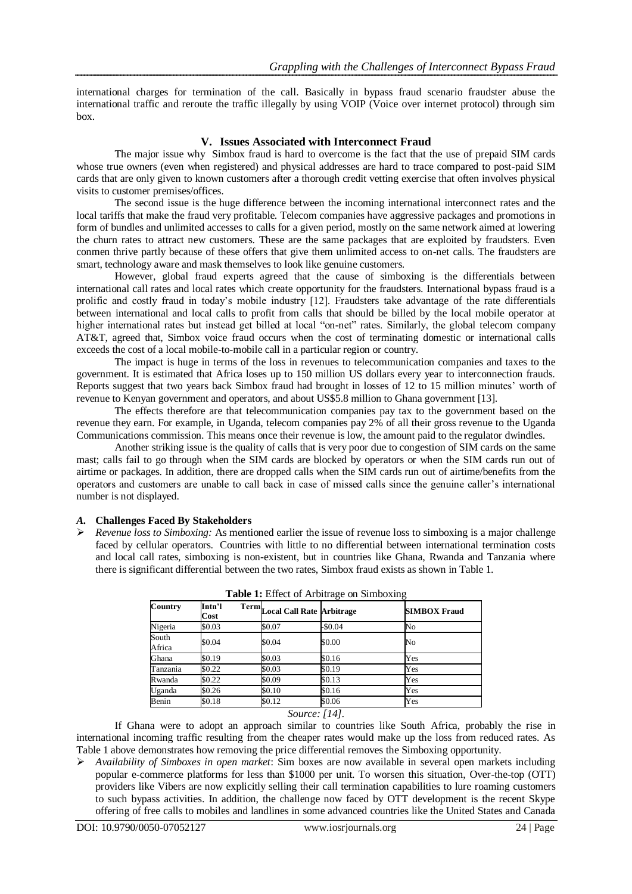international charges for termination of the call. Basically in bypass fraud scenario fraudster abuse the international traffic and reroute the traffic illegally by using VOIP (Voice over internet protocol) through sim box.

## V. Issues Associated with Interconnect Fraud

The major issue why Simbox fraud is hard to overcome is the fact that the use of prepaid SIM cards whose true owners (even when registered) and physical addresses are hard to trace compared to post-paid SIM cards that are only given to known customers after a thorough credit vetting exercise that often involves physical visits to customer premises/offices.

The second issue is the huge difference between the incoming international interconnect rates and the local tariffs that make the fraud very profitable. Telecom companies have aggressive packages and promotions in form of bundles and unlimited accesses to calls for a given period, mostly on the same network aimed at lowering the churn rates to attract new customers. These are the same packages that are exploited by fraudsters. Even conmen thrive partly because of these offers that give them unlimited access to on-net calls. The fraudsters are smart, technology aware and mask themselves to look like genuine customers.

However, global fraud experts agreed that the cause of simboxing is the differentials between international call rates and local rates which create opportunity for the fraudsters. International bypass fraud is a prolific and costly fraud in today's mobile industry [12]. Fraudsters take advantage of the rate differentials between international and local calls to profit from calls that should be billed by the local mobile operator at higher international rates but instead get billed at local "on-net" rates. Similarly, the global telecom company AT&T, agreed that, Simbox voice fraud occurs when the cost of terminating domestic or international calls exceeds the cost of a local mobile-to-mobile call in a particular region or country.

The impact is huge in terms of the loss in revenues to telecommunication companies and taxes to the government. It is estimated that Africa loses up to 150 million US dollars every year to interconnection frauds. Reports suggest that two years back Simbox fraud had brought in losses of 12 to 15 million minutes' worth of revenue to Kenyan government and operators, and about US$5.8 million to Ghana government [13].

The effects therefore are that telecommunication companies pay tax to the government based on the revenue they earn. For example, in Uganda, telecom companies pay 2% of all their gross revenue to the Uganda Communications commission. This means once their revenue is low, the amount paid to the regulator dwindles.

Another striking issue is the quality of calls that is very poor due to congestion of SIM cards on the same mast; calls fail to go through when the SIM cards are blocked by operators or when the SIM cards run out of airtime or packages. In addition, there are dropped calls when the SIM cards run out of airtime/benefits from the operators and customers are unable to call back in case of missed calls since the genuine caller's international number is not displayed.

### *A.* Challenges Faced By Stakeholders

- *Revenue loss to Simboxing:* As mentioned earlier the issue of revenue loss to simboxing is a major challenge faced by cellular operators. Countries with little to no differential between international termination costs and local call rates, simboxing is non-existent, but in countries like Ghana, Rwanda and Tanzania where there is significant differential between the two rates, Simbox fraud exists as shown in Table 1.

**Table 1:** Effect of Arbitrage on Simboxing

| Country | Intn'l Term Cost | Local Call Rate | Arbitrage | SIMBOX Fraud |
|---|---|---|---|---|
| Nigeria | $0.03 | $0.07 | -$0.04 | No |
| South Africa | $0.04 | $0.04 | $0.00 | No |
| Ghana | $0.19 | $0.03 | $0.16 | Yes |
| Tanzania | $0.22 | $0.03 | $0.19 | Yes |
| Rwanda | $0.22 | $0.09 | $0.13 | Yes |
| Uganda | $0.26 | $0.10 | $0.16 | Yes |
| Benin | $0.18 | $0.12 | $0.06 | Yes |

*Source: [14].*

If Ghana were to adopt an approach similar to countries like South Africa, probably the rise in international incoming traffic resulting from the cheaper rates would make up the loss from reduced rates. As Table 1 above demonstrates how removing the price differential removes the Simboxing opportunity.

- *Availability of Simboxes in open market*: Sim boxes are now available in several open markets including popular e-commerce platforms for less than $1000 per unit. To worsen this situation, Over-the-top (OTT) providers like Vibers are now explicitly selling their call termination capabilities to lure roaming customers to such bypass activities. In addition, the challenge now faced by OTT development is the recent Skype offering of free calls to mobiles and landlines in some advanced countries like the United States and Canada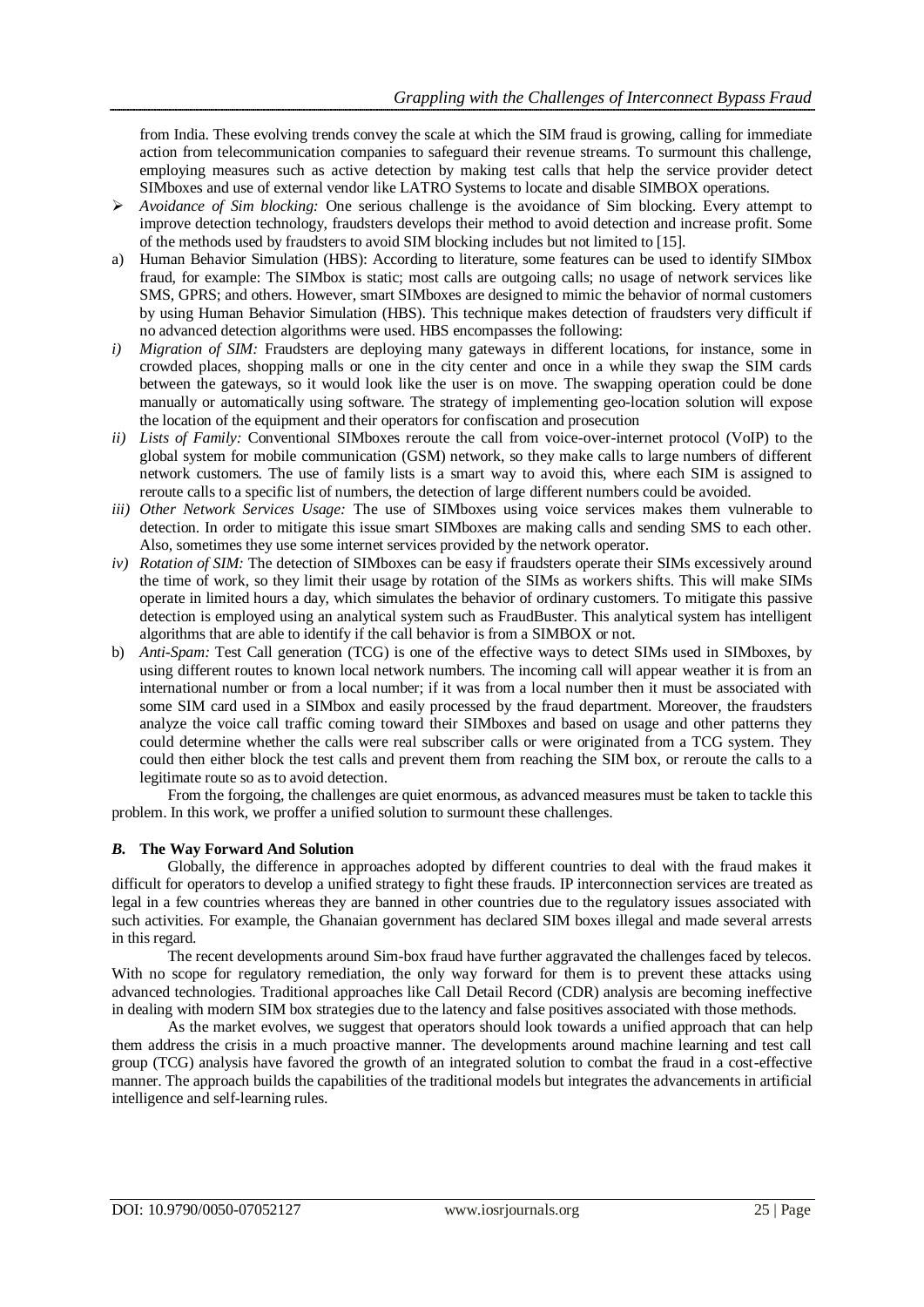from India. These evolving trends convey the scale at which the SIM fraud is growing, calling for immediate action from telecommunication companies to safeguard their revenue streams. To surmount this challenge, employing measures such as active detection by making test calls that help the service provider detect SIMboxes and use of external vendor like LATRO Systems to locate and disable SIMBOX operations.

- *Avoidance of Sim blocking:* One serious challenge is the avoidance of Sim blocking. Every attempt to improve detection technology, fraudsters develops their method to avoid detection and increase profit. Some of the methods used by fraudsters to avoid SIM blocking includes but not limited to [15].

a) Human Behavior Simulation (HBS): According to literature, some features can be used to identify SIMbox fraud, for example: The SIMbox is static; most calls are outgoing calls; no usage of network services like SMS, GPRS; and others. However, smart SIMboxes are designed to mimic the behavior of normal customers by using Human Behavior Simulation (HBS). This technique makes detection of fraudsters very difficult if no advanced detection algorithms were used. HBS encompasses the following:

*i) Migration of SIM:* Fraudsters are deploying many gateways in different locations, for instance, some in crowded places, shopping malls or one in the city center and once in a while they swap the SIM cards between the gateways, so it would look like the user is on move. The swapping operation could be done manually or automatically using software. The strategy of implementing geo-location solution will expose the location of the equipment and their operators for confiscation and prosecution

*ii) Lists of Family:* Conventional SIMboxes reroute the call from voice-over-internet protocol (VoIP) to the global system for mobile communication (GSM) network, so they make calls to large numbers of different network customers. The use of family lists is a smart way to avoid this, where each SIM is assigned to reroute calls to a specific list of numbers, the detection of large different numbers could be avoided.

*iii) Other Network Services Usage:* The use of SIMboxes using voice services makes them vulnerable to detection. In order to mitigate this issue smart SIMboxes are making calls and sending SMS to each other. Also, sometimes they use some internet services provided by the network operator.

*iv) Rotation of SIM:* The detection of SIMboxes can be easy if fraudsters operate their SIMs excessively around the time of work, so they limit their usage by rotation of the SIMs as workers shifts. This will make SIMs operate in limited hours a day, which simulates the behavior of ordinary customers. To mitigate this passive detection is employed using an analytical system such as FraudBuster. This analytical system has intelligent algorithms that are able to identify if the call behavior is from a SIMBOX or not.

b) *Anti-Spam:* Test Call generation (TCG) is one of the effective ways to detect SIMs used in SIMboxes, by using different routes to known local network numbers. The incoming call will appear weather it is from an international number or from a local number; if it was from a local number then it must be associated with some SIM card used in a SIMbox and easily processed by the fraud department. Moreover, the fraudsters analyze the voice call traffic coming toward their SIMboxes and based on usage and other patterns they could determine whether the calls were real subscriber calls or were originated from a TCG system. They could then either block the test calls and prevent them from reaching the SIM box, or reroute the calls to a legitimate route so as to avoid detection.

From the forgoing, the challenges are quiet enormous, as advanced measures must be taken to tackle this problem. In this work, we proffer a unified solution to surmount these challenges.

### *B.* The Way Forward And Solution

Globally, the difference in approaches adopted by different countries to deal with the fraud makes it difficult for operators to develop a unified strategy to fight these frauds. IP interconnection services are treated as legal in a few countries whereas they are banned in other countries due to the regulatory issues associated with such activities. For example, the Ghanaian government has declared SIM boxes illegal and made several arrests in this regard.

The recent developments around Sim-box fraud have further aggravated the challenges faced by telecos. With no scope for regulatory remediation, the only way forward for them is to prevent these attacks using advanced technologies. Traditional approaches like Call Detail Record (CDR) analysis are becoming ineffective in dealing with modern SIM box strategies due to the latency and false positives associated with those methods.

As the market evolves, we suggest that operators should look towards a unified approach that can help them address the crisis in a much proactive manner. The developments around machine learning and test call group (TCG) analysis have favored the growth of an integrated solution to combat the fraud in a cost-effective manner. The approach builds the capabilities of the traditional models but integrates the advancements in artificial intelligence and self-learning rules.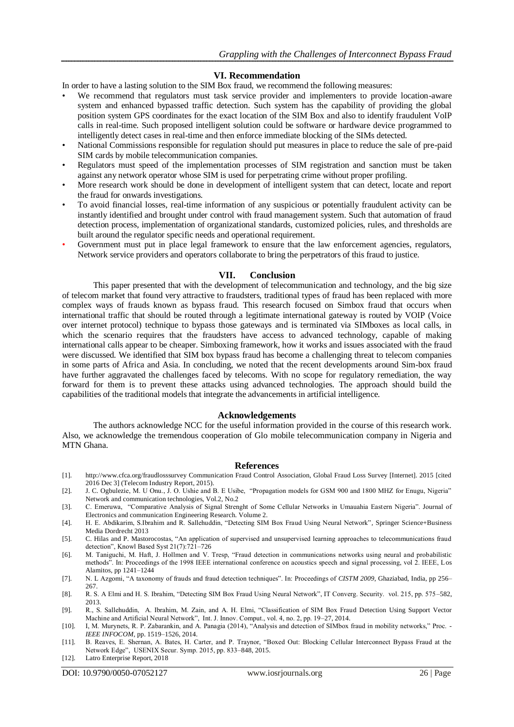## VI. Recommendation

In order to have a lasting solution to the SIM Box fraud, we recommend the following measures:

- We recommend that regulators must task service provider and implementers to provide location-aware system and enhanced bypassed traffic detection. Such system has the capability of providing the global position system GPS coordinates for the exact location of the SIM Box and also to identify fraudulent VoIP calls in real-time. Such proposed intelligent solution could be software or hardware device programmed to intelligently detect cases in real-time and then enforce immediate blocking of the SIMs detected.
- National Commissions responsible for regulation should put measures in place to reduce the sale of pre-paid SIM cards by mobile telecommunication companies.
- Regulators must speed of the implementation processes of SIM registration and sanction must be taken against any network operator whose SIM is used for perpetrating crime without proper profiling.
- More research work should be done in development of intelligent system that can detect, locate and report the fraud for onwards investigations.
- To avoid financial losses, real-time information of any suspicious or potentially fraudulent activity can be instantly identified and brought under control with fraud management system. Such that automation of fraud detection process, implementation of organizational standards, customized policies, rules, and thresholds are built around the regulator specific needs and operational requirement.
- Government must put in place legal framework to ensure that the law enforcement agencies, regulators, Network service providers and operators collaborate to bring the perpetrators of this fraud to justice.

## VII. Conclusion

This paper presented that with the development of telecommunication and technology, and the big size of telecom market that found very attractive to fraudsters, traditional types of fraud has been replaced with more complex ways of frauds known as bypass fraud. This research focused on Simbox fraud that occurs when international traffic that should be routed through a legitimate international gateway is routed by VOIP (Voice over internet protocol) technique to bypass those gateways and is terminated via SIMboxes as local calls, in which the scenario requires that the fraudsters have access to advanced technology, capable of making international calls appear to be cheaper. Simboxing framework, how it works and issues associated with the fraud were discussed. We identified that SIM box bypass fraud has become a challenging threat to telecom companies in some parts of Africa and Asia. In concluding, we noted that the recent developments around Sim-box fraud have further aggravated the challenges faced by telecoms. With no scope for regulatory remediation, the way forward for them is to prevent these attacks using advanced technologies. The approach should build the capabilities of the traditional models that integrate the advancements in artificial intelligence.

## Acknowledgements

The authors acknowledge NCC for the useful information provided in the course of this research work. Also, we acknowledge the tremendous cooperation of Glo mobile telecommunication company in Nigeria and MTN Ghana.

## References

[1]. http://www.cfca.org/fraudlosssurvey Communication Fraud Control Association, Global Fraud Loss Survey [Internet]. 2015 [cited 2016 Dec 3] (Telecom Industry Report, 2015).

[2]. J. C. Ogbulezie, M. U Onu., J. O. Ushie and B. E Usibe, "Propagation models for GSM 900 and 1800 MHZ for Enugu, Nigeria" Network and communication technologies, Vol.2, No.2

[3]. C. Emeruwa, "Comparative Analysis of Signal Strenght of Some Cellular Networks in Umauahia Eastern Nigeria". Journal of Electronics and communication Engineering Research. Volume 2.

[4]. H. E. Abdikarim, S.Ibrahim and R. Sallehuddin, "Detecting SIM Box Fraud Using Neural Network", Springer Science+Business Media Dordrecht 2013

[5]. C. Hilas and P. Mastorocostas, "An application of supervised and unsupervised learning approaches to telecommunications fraud detection", Knowl Based Syst 21(7):721–726

[6]. M. Taniguchi, M. Haft, J. Hollmen and V. Tresp, "Fraud detection in communications networks using neural and probabilistic methods". In: Proceedings of the 1998 IEEE international conference on acoustics speech and signal processing, vol 2. IEEE, Los Alamitos, pp 1241–1244

[7]. N. L Azgomi, "A taxonomy of frauds and fraud detection techniques". In: Proceedings of *CISTM 2009*, Ghaziabad, India, pp 256–267.

[8]. R. S. A Elmi and H. S. Ibrahim, "Detecting SIM Box Fraud Using Neural Network", IT Converg. Security. vol. 215, pp. 575–582, 2013.

[9]. R., S. Sallehuddin, A. Ibrahim, M. Zain, and A. H. Elmi, "Classification of SIM Box Fraud Detection Using Support Vector Machine and Artificial Neural Network", Int. J. Innov. Comput., vol. 4, no. 2, pp. 19–27, 2014.

[10]. I, M. Murynets, R. P. Zabarankin, and A. Panagia (2014), "Analysis and detection of SIMbox fraud in mobility networks," Proc. - *IEEE INFOCOM*, pp. 1519–1526, 2014.

[11]. B. Reaves, E. Shernan, A. Bates, H. Carter, and P. Traynor, "Boxed Out: Blocking Cellular Interconnect Bypass Fraud at the Network Edge", USENIX Secur. Symp. 2015, pp. 833–848, 2015.

[12]. Latro Enterprise Report, 2018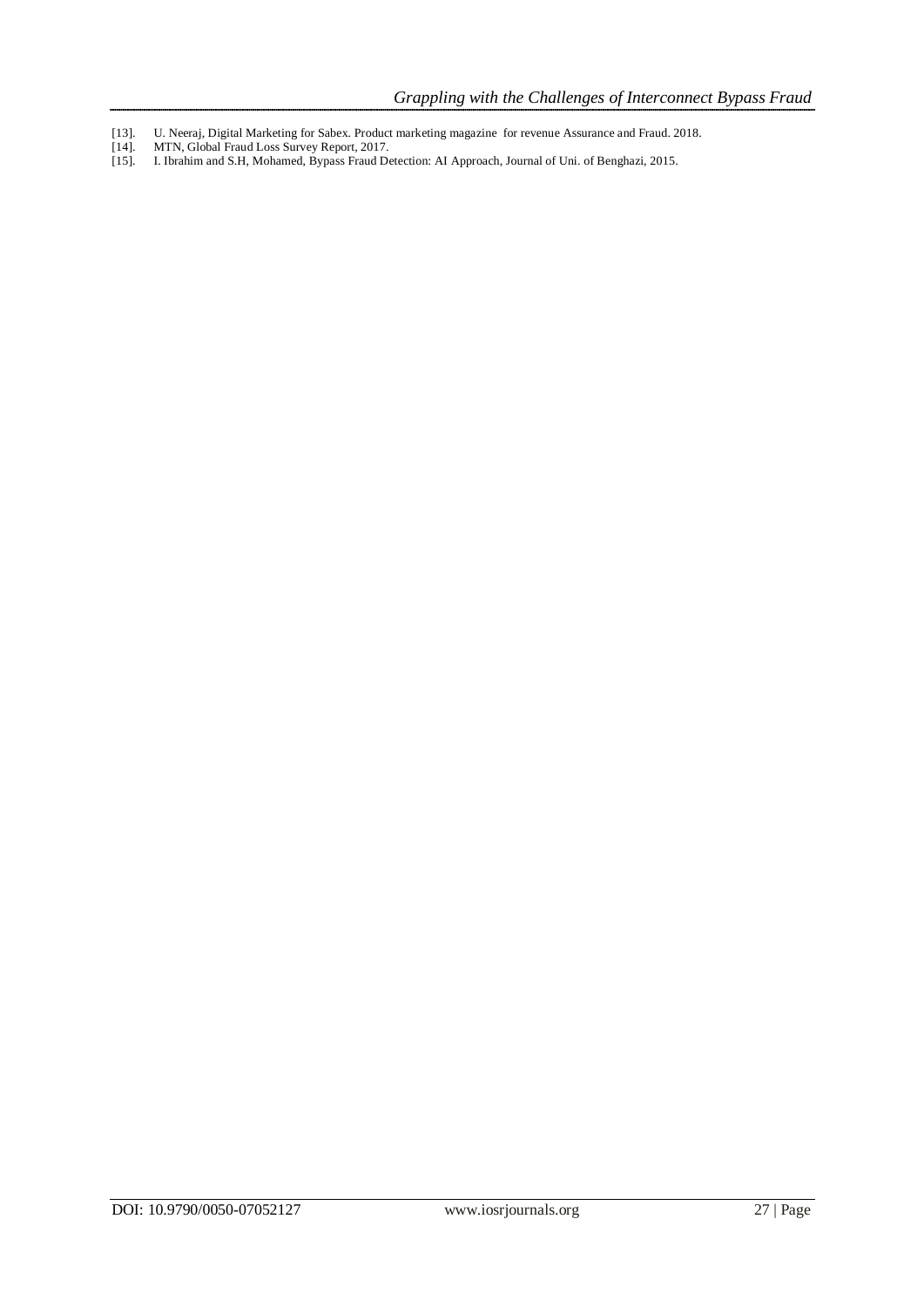[13]. U. Neeraj, Digital Marketing for Sabex. Product marketing magazine for revenue Assurance and Fraud. 2018.
[14]. MTN, Global Fraud Loss Survey Report, 2017.
[15]. I. Ibrahim and S.H, Mohamed, Bypass Fraud Detection: AI Approach, Journal of Uni. of Benghazi, 2015.